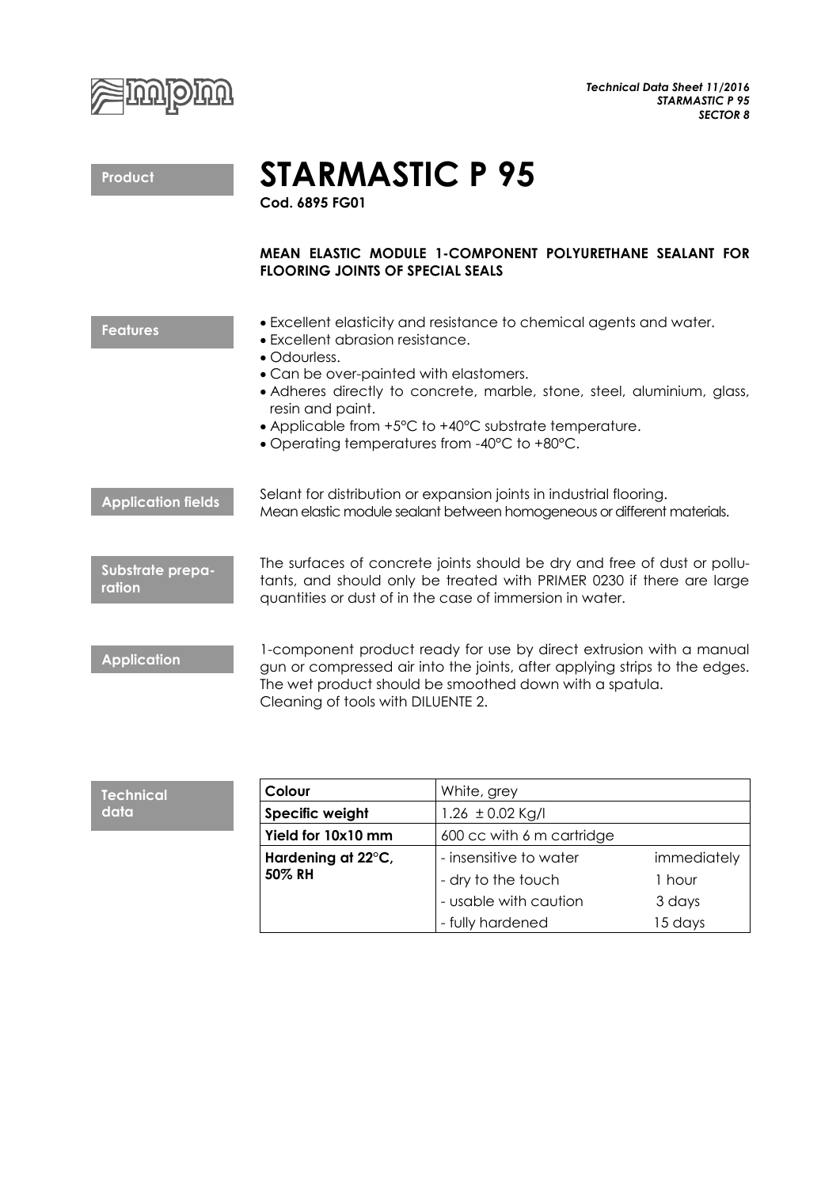*Technical Data Sheet 11/2016*
*STARMASTIC P 95*
*SECTOR 8*

**Product**

# STARMASTIC P 95

**Cod. 6895 FG01**

**MEAN ELASTIC MODULE 1-COMPONENT POLYURETHANE SEALANT FOR FLOORING JOINTS OF SPECIAL SEALS**

**Features**

- Excellent elasticity and resistance to chemical agents and water.
- Excellent abrasion resistance.
- Odourless.
- Can be over-painted with elastomers.
- Adheres directly to concrete, marble, stone, steel, aluminium, glass, resin and paint.
- Applicable from +5°C to +40°C substrate temperature.
- Operating temperatures from -40°C to +80°C.

**Application fields**

Selant for distribution or expansion joints in industrial flooring.
Mean elastic module sealant between homogeneous or different materials.

**Substrate preparation**

The surfaces of concrete joints should be dry and free of dust or pollutants, and should only be treated with PRIMER 0230 if there are large quantities or dust of in the case of immersion in water.

**Application**

1-component product ready for use by direct extrusion with a manual gun or compressed air into the joints, after applying strips to the edges. The wet product should be smoothed down with a spatula.
Cleaning of tools with DILUENTE 2.

**Technical data**

| | | |
|---|---|---|
| **Colour** | White, grey | |
| **Specific weight** | 1.26 ± 0.02 Kg/l | |
| **Yield for 10x10 mm** | 600 cc with 6 m cartridge | |
| **Hardening at 22°C, 50% RH** | - insensitive to water | immediately |
| | - dry to the touch | 1 hour |
| | - usable with caution | 3 days |
| | - fully hardened | 15 days |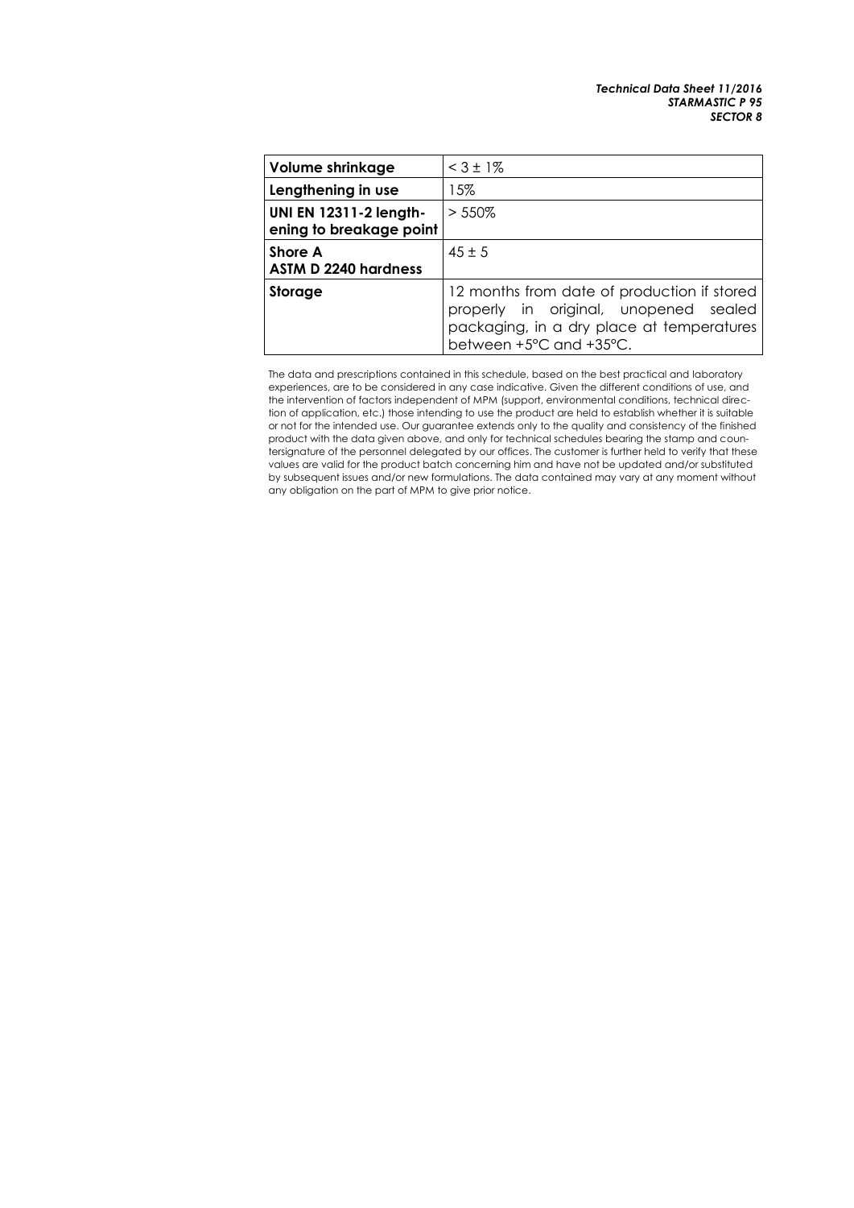| | |
|---|---|
| **Volume shrinkage** | < 3 ± 1% |
| **Lengthening in use** | 15% |
| **UNI EN 12311-2 lengthening to breakage point** | > 550% |
| **Shore A ASTM D 2240 hardness** | 45 ± 5 |
| **Storage** | 12 months from date of production if stored properly in original, unopened sealed packaging, in a dry place at temperatures between +5°C and +35°C. |

The data and prescriptions contained in this schedule, based on the best practical and laboratory experiences, are to be considered in any case indicative. Given the different conditions of use, and the intervention of factors independent of MPM (support, environmental conditions, technical direction of application, etc.) those intending to use the product are held to establish whether it is suitable or not for the intended use. Our guarantee extends only to the quality and consistency of the finished product with the data given above, and only for technical schedules bearing the stamp and countersignature of the personnel delegated by our offices. The customer is further held to verify that these values are valid for the product batch concerning him and have not be updated and/or substituted by subsequent issues and/or new formulations. The data contained may vary at any moment without any obligation on the part of MPM to give prior notice.